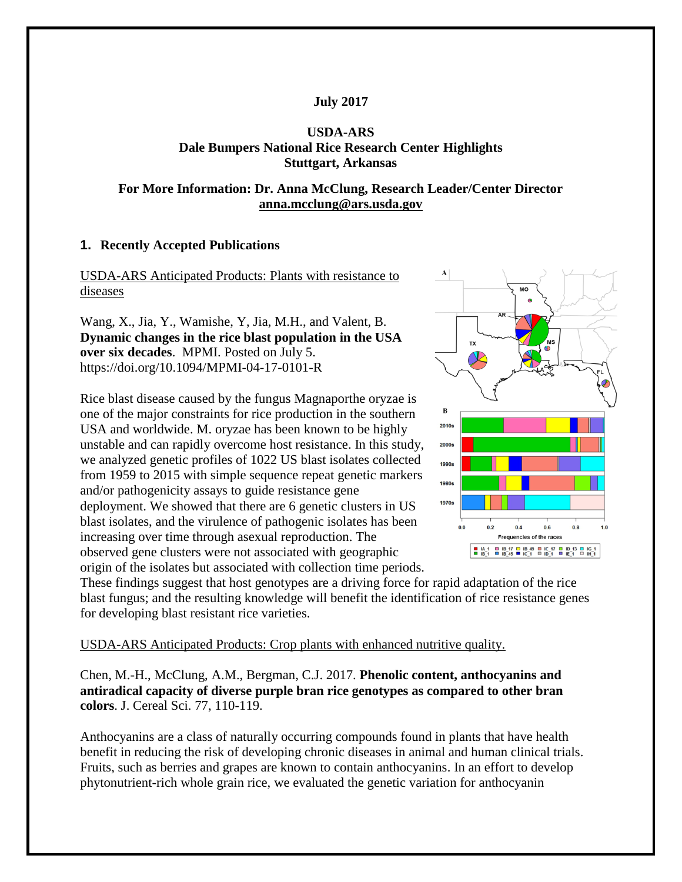**July 2017**

**USDA-ARS**
**Dale Bumpers National Rice Research Center Highlights**
**Stuttgart, Arkansas**

**For More Information: Dr. Anna McClung, Research Leader/Center Director**
**anna.mcclung@ars.usda.gov**

## 1. Recently Accepted Publications

USDA-ARS Anticipated Products: Plants with resistance to diseases

Wang, X., Jia, Y., Wamishe, Y, Jia, M.H., and Valent, B. **Dynamic changes in the rice blast population in the USA over six decades**. MPMI. Posted on July 5. https://doi.org/10.1094/MPMI-04-17-0101-R

A

MO

AR

TX

MS

LA

FL

B

2010s

2000s

1990s

1980s

1970s

0.0 0.2 0.4 0.6 0.8 1.0

Frequencies of the races

IA_1 IB_17 IB_49 IC_17 ID_13 IG_1
IB_1 IB_45 IC_1 ID_1 IE_1 IH_1

Rice blast disease caused by the fungus Magnaporthe oryzae is one of the major constraints for rice production in the southern USA and worldwide. M. oryzae has been known to be highly unstable and can rapidly overcome host resistance. In this study, we analyzed genetic profiles of 1022 US blast isolates collected from 1959 to 2015 with simple sequence repeat genetic markers and/or pathogenicity assays to guide resistance gene deployment. We showed that there are 6 genetic clusters in US blast isolates, and the virulence of pathogenic isolates has been increasing over time through asexual reproduction. The observed gene clusters were not associated with geographic origin of the isolates but associated with collection time periods. These findings suggest that host genotypes are a driving force for rapid adaptation of the rice blast fungus; and the resulting knowledge will benefit the identification of rice resistance genes for developing blast resistant rice varieties.

USDA-ARS Anticipated Products: Crop plants with enhanced nutritive quality.

Chen, M.-H., McClung, A.M., Bergman, C.J. 2017. **Phenolic content, anthocyanins and antiradical capacity of diverse purple bran rice genotypes as compared to other bran colors**. J. Cereal Sci. 77, 110-119.

Anthocyanins are a class of naturally occurring compounds found in plants that have health benefit in reducing the risk of developing chronic diseases in animal and human clinical trials. Fruits, such as berries and grapes are known to contain anthocyanins. In an effort to develop phytonutrient-rich whole grain rice, we evaluated the genetic variation for anthocyanin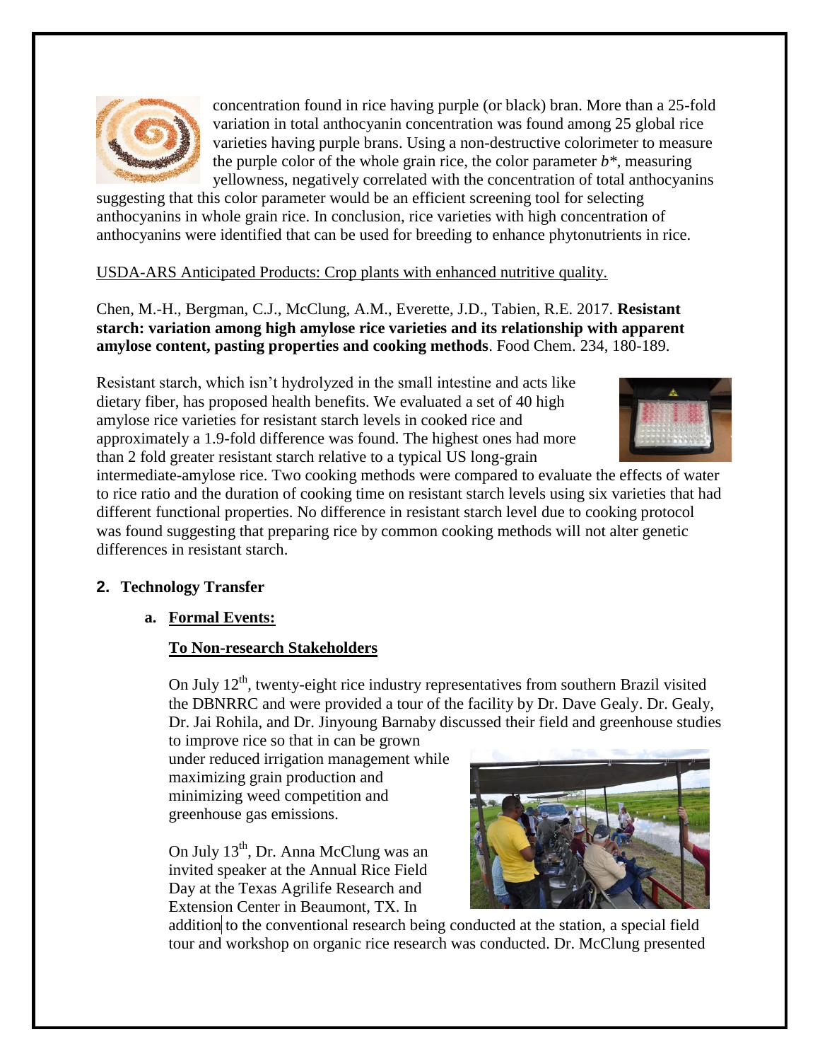concentration found in rice having purple (or black) bran. More than a 25-fold variation in total anthocyanin concentration was found among 25 global rice varieties having purple brans. Using a non-destructive colorimeter to measure the purple color of the whole grain rice, the color parameter *b\**, measuring yellowness, negatively correlated with the concentration of total anthocyanins suggesting that this color parameter would be an efficient screening tool for selecting anthocyanins in whole grain rice. In conclusion, rice varieties with high concentration of anthocyanins were identified that can be used for breeding to enhance phytonutrients in rice.

<u>USDA-ARS Anticipated Products: Crop plants with enhanced nutritive quality.</u>

Chen, M.-H., Bergman, C.J., McClung, A.M., Everette, J.D., Tabien, R.E. 2017. **Resistant starch: variation among high amylose rice varieties and its relationship with apparent amylose content, pasting properties and cooking methods**. Food Chem. 234, 180-189.

Resistant starch, which isn't hydrolyzed in the small intestine and acts like dietary fiber, has proposed health benefits. We evaluated a set of 40 high amylose rice varieties for resistant starch levels in cooked rice and approximately a 1.9-fold difference was found. The highest ones had more than 2 fold greater resistant starch relative to a typical US long-grain intermediate-amylose rice. Two cooking methods were compared to evaluate the effects of water to rice ratio and the duration of cooking time on resistant starch levels using six varieties that had different functional properties. No difference in resistant starch level due to cooking protocol was found suggesting that preparing rice by common cooking methods will not alter genetic differences in resistant starch.

## 2. Technology Transfer

### a. <u>Formal Events:</u>

**<u>To Non-research Stakeholders</u>**

On July 12th, twenty-eight rice industry representatives from southern Brazil visited the DBNRRC and were provided a tour of the facility by Dr. Dave Gealy. Dr. Gealy, Dr. Jai Rohila, and Dr. Jinyoung Barnaby discussed their field and greenhouse studies to improve rice so that in can be grown under reduced irrigation management while maximizing grain production and minimizing weed competition and greenhouse gas emissions.

On July 13th, Dr. Anna McClung was an invited speaker at the Annual Rice Field Day at the Texas Agrilife Research and Extension Center in Beaumont, TX. In addition to the conventional research being conducted at the station, a special field tour and workshop on organic rice research was conducted. Dr. McClung presented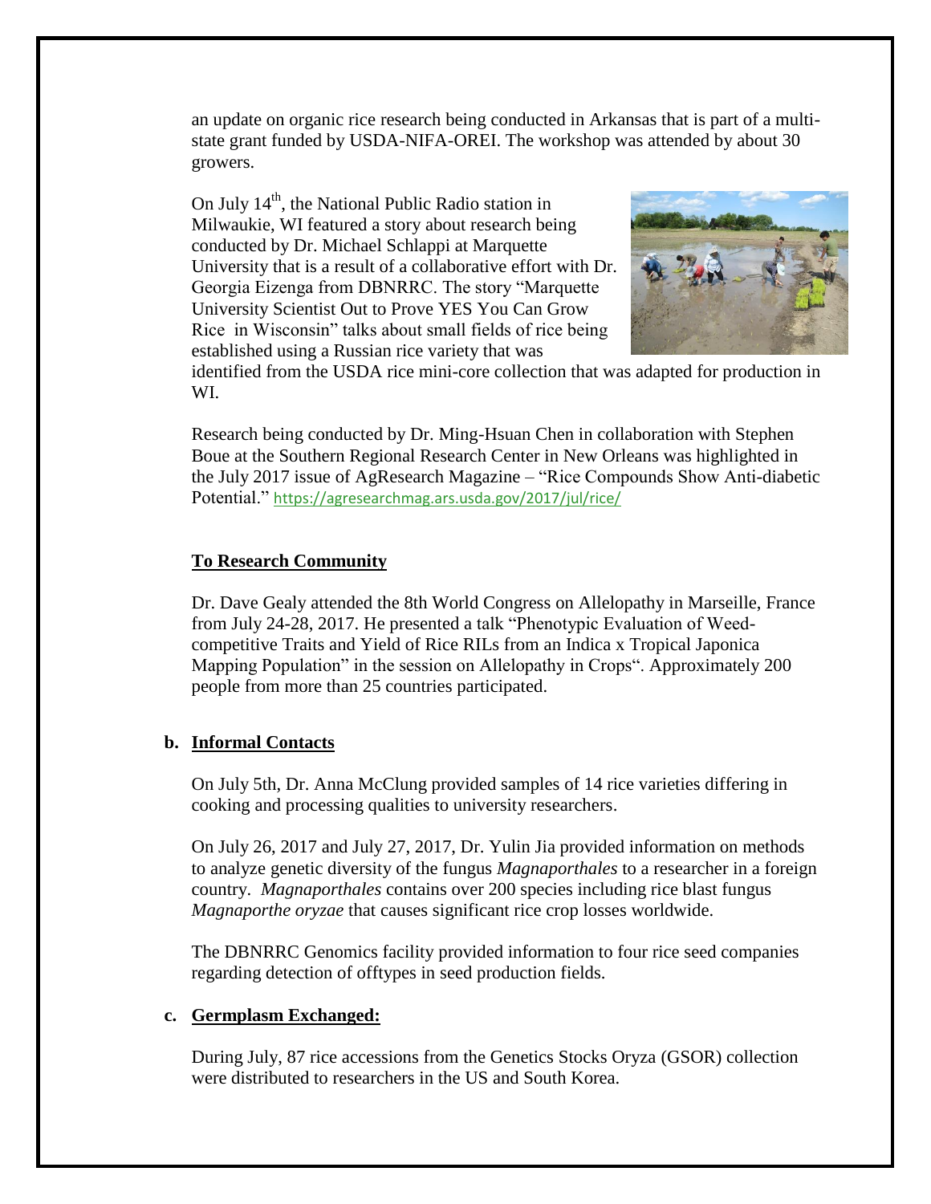an update on organic rice research being conducted in Arkansas that is part of a multi-state grant funded by USDA-NIFA-OREI. The workshop was attended by about 30 growers.

On July 14th, the National Public Radio station in Milwaukie, WI featured a story about research being conducted by Dr. Michael Schlappi at Marquette University that is a result of a collaborative effort with Dr. Georgia Eizenga from DBNRRC. The story "Marquette University Scientist Out to Prove YES You Can Grow Rice in Wisconsin" talks about small fields of rice being established using a Russian rice variety that was identified from the USDA rice mini-core collection that was adapted for production in WI.

Research being conducted by Dr. Ming-Hsuan Chen in collaboration with Stephen Boue at the Southern Regional Research Center in New Orleans was highlighted in the July 2017 issue of AgResearch Magazine – "Rice Compounds Show Anti-diabetic Potential." https://agresearchmag.ars.usda.gov/2017/jul/rice/

**To Research Community**

Dr. Dave Gealy attended the 8th World Congress on Allelopathy in Marseille, France from July 24-28, 2017. He presented a talk "Phenotypic Evaluation of Weed-competitive Traits and Yield of Rice RILs from an Indica x Tropical Japonica Mapping Population" in the session on Allelopathy in Crops". Approximately 200 people from more than 25 countries participated.

**b. Informal Contacts**

On July 5th, Dr. Anna McClung provided samples of 14 rice varieties differing in cooking and processing qualities to university researchers.

On July 26, 2017 and July 27, 2017, Dr. Yulin Jia provided information on methods to analyze genetic diversity of the fungus *Magnaporthales* to a researcher in a foreign country. *Magnaporthales* contains over 200 species including rice blast fungus *Magnaporthe oryzae* that causes significant rice crop losses worldwide.

The DBNRRC Genomics facility provided information to four rice seed companies regarding detection of offtypes in seed production fields.

**c. Germplasm Exchanged:**

During July, 87 rice accessions from the Genetics Stocks Oryza (GSOR) collection were distributed to researchers in the US and South Korea.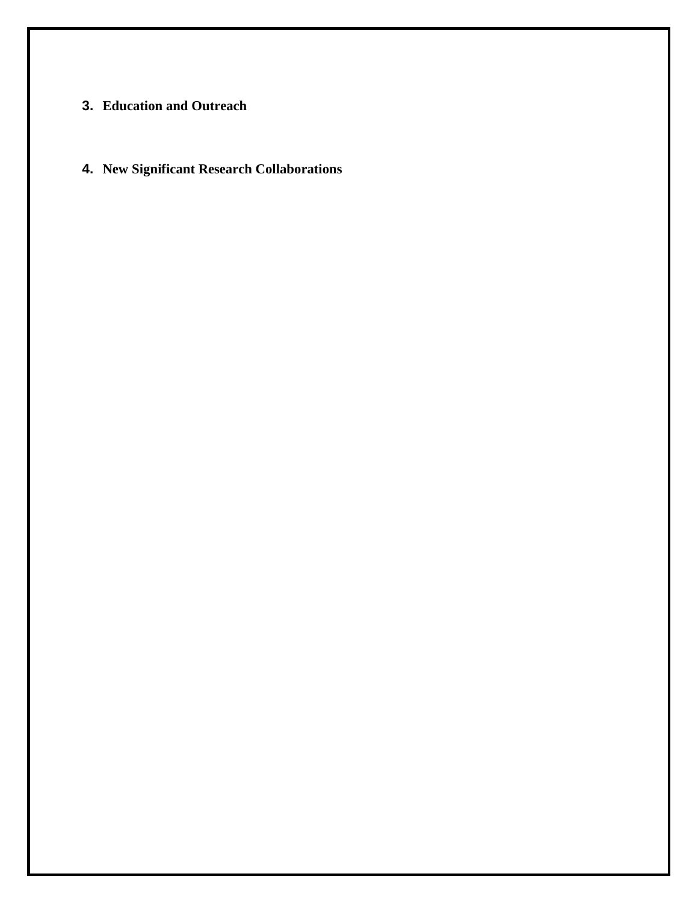3. **Education and Outreach**

4. **New Significant Research Collaborations**